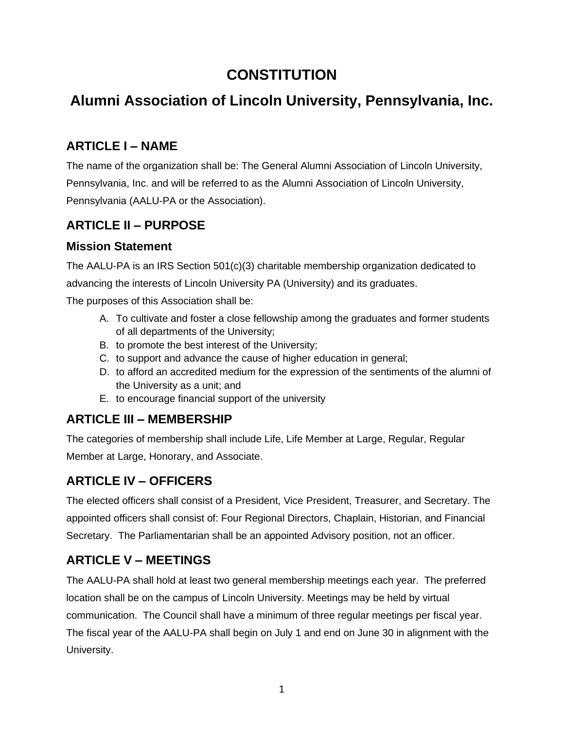# CONSTITUTION

# Alumni Association of Lincoln University, Pennsylvania, Inc.

## ARTICLE I – NAME

The name of the organization shall be: The General Alumni Association of Lincoln University, Pennsylvania, Inc. and will be referred to as the Alumni Association of Lincoln University, Pennsylvania (AALU-PA or the Association).

## ARTICLE II – PURPOSE

### Mission Statement

The AALU-PA is an IRS Section 501(c)(3) charitable membership organization dedicated to advancing the interests of Lincoln University PA (University) and its graduates.

The purposes of this Association shall be:

A. To cultivate and foster a close fellowship among the graduates and former students of all departments of the University;
B. to promote the best interest of the University;
C. to support and advance the cause of higher education in general;
D. to afford an accredited medium for the expression of the sentiments of the alumni of the University as a unit; and
E. to encourage financial support of the university

## ARTICLE III – MEMBERSHIP

The categories of membership shall include Life, Life Member at Large, Regular, Regular Member at Large, Honorary, and Associate.

## ARTICLE IV – OFFICERS

The elected officers shall consist of a President, Vice President, Treasurer, and Secretary. The appointed officers shall consist of: Four Regional Directors, Chaplain, Historian, and Financial Secretary. The Parliamentarian shall be an appointed Advisory position, not an officer.

## ARTICLE V – MEETINGS

The AALU-PA shall hold at least two general membership meetings each year. The preferred location shall be on the campus of Lincoln University. Meetings may be held by virtual communication. The Council shall have a minimum of three regular meetings per fiscal year. The fiscal year of the AALU-PA shall begin on July 1 and end on June 30 in alignment with the University.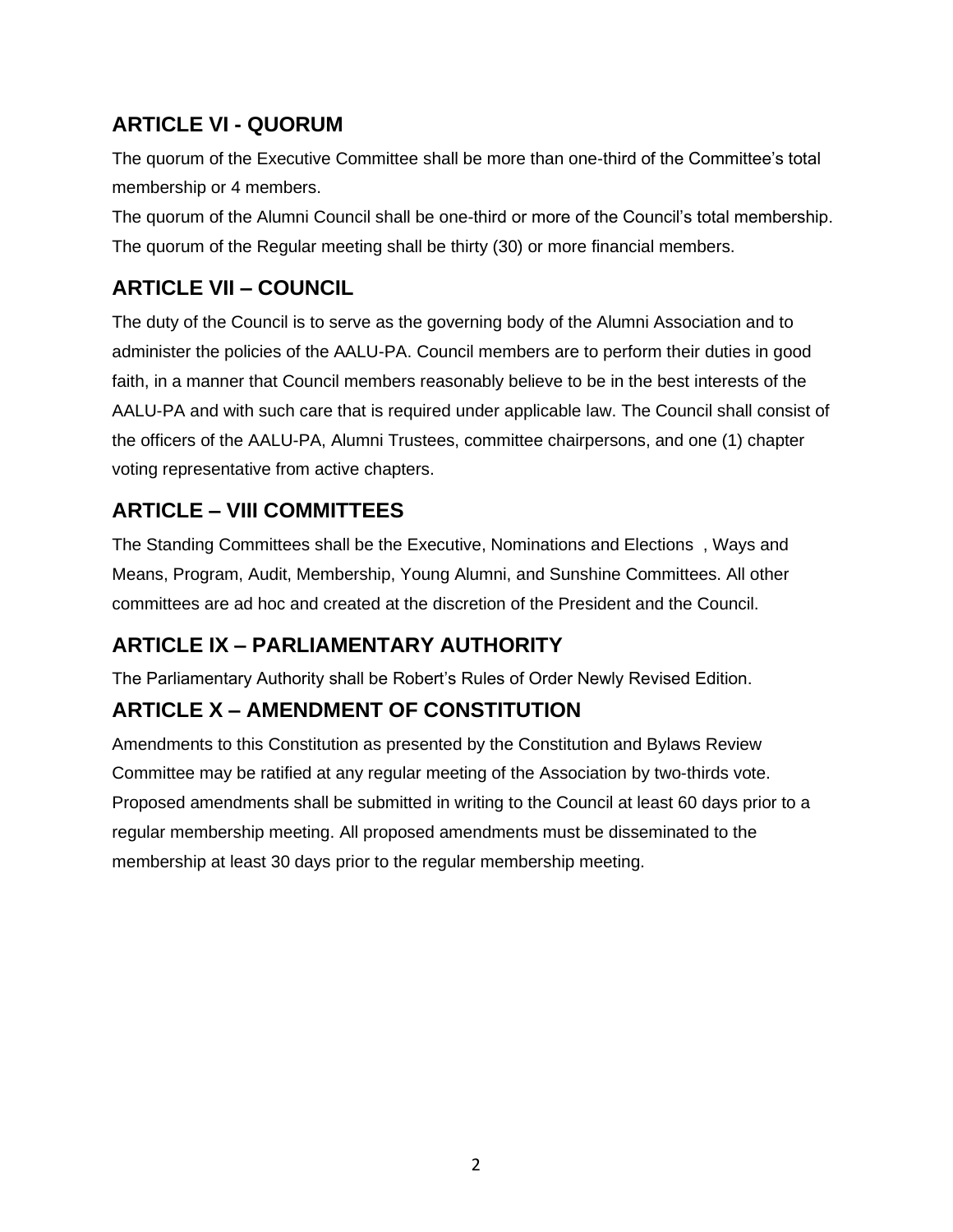## ARTICLE VI - QUORUM

The quorum of the Executive Committee shall be more than one-third of the Committee's total membership or 4 members.
The quorum of the Alumni Council shall be one-third or more of the Council's total membership.
The quorum of the Regular meeting shall be thirty (30) or more financial members.

## ARTICLE VII – COUNCIL

The duty of the Council is to serve as the governing body of the Alumni Association and to administer the policies of the AALU-PA. Council members are to perform their duties in good faith, in a manner that Council members reasonably believe to be in the best interests of the AALU-PA and with such care that is required under applicable law. The Council shall consist of the officers of the AALU-PA, Alumni Trustees, committee chairpersons, and one (1) chapter voting representative from active chapters.

## ARTICLE – VIII COMMITTEES

The Standing Committees shall be the Executive, Nominations and Elections , Ways and Means, Program, Audit, Membership, Young Alumni, and Sunshine Committees. All other committees are ad hoc and created at the discretion of the President and the Council.

## ARTICLE IX – PARLIAMENTARY AUTHORITY

The Parliamentary Authority shall be Robert's Rules of Order Newly Revised Edition.

## ARTICLE X – AMENDMENT OF CONSTITUTION

Amendments to this Constitution as presented by the Constitution and Bylaws Review Committee may be ratified at any regular meeting of the Association by two-thirds vote. Proposed amendments shall be submitted in writing to the Council at least 60 days prior to a regular membership meeting. All proposed amendments must be disseminated to the membership at least 30 days prior to the regular membership meeting.